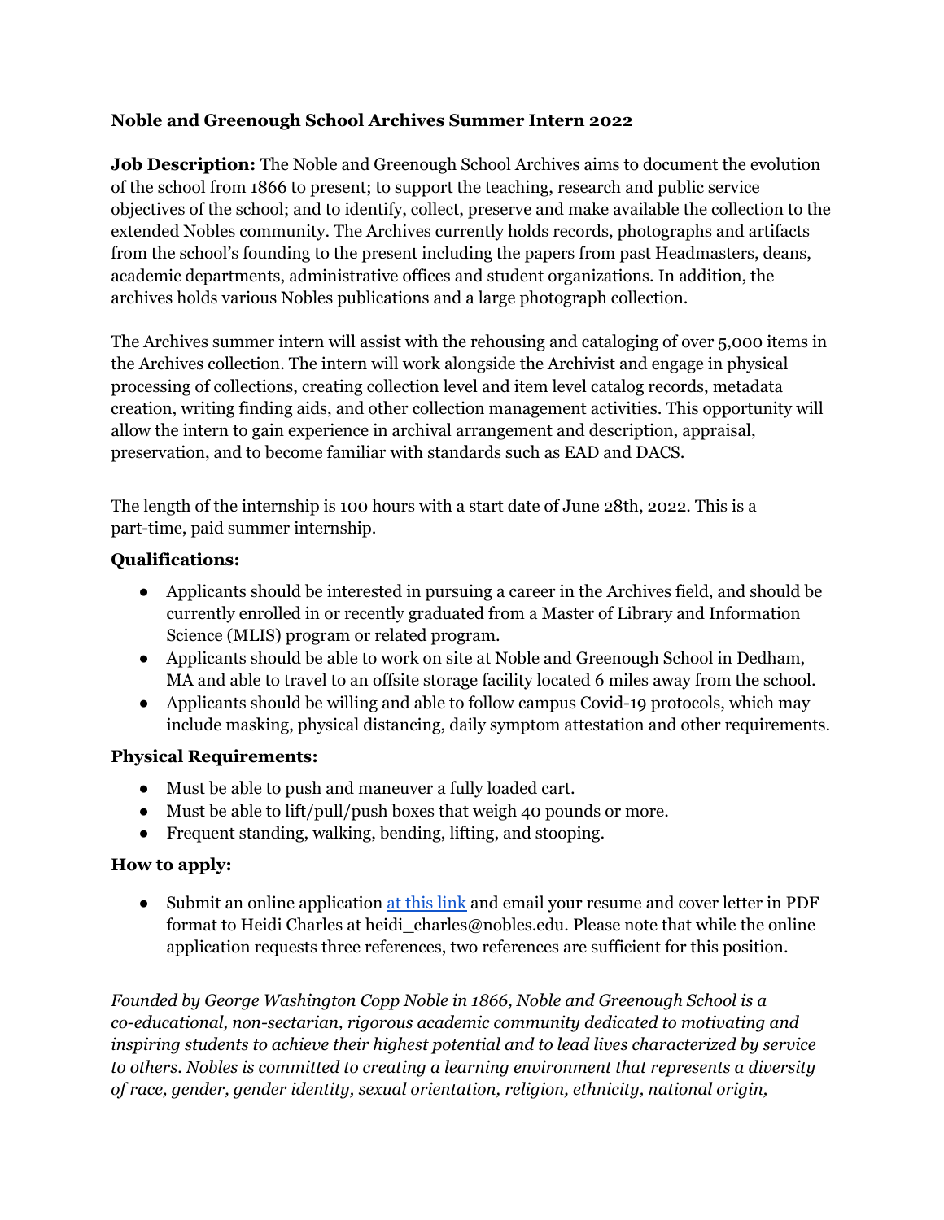**Noble and Greenough School Archives Summer Intern 2022**

**Job Description:** The Noble and Greenough School Archives aims to document the evolution of the school from 1866 to present; to support the teaching, research and public service objectives of the school; and to identify, collect, preserve and make available the collection to the extended Nobles community. The Archives currently holds records, photographs and artifacts from the school's founding to the present including the papers from past Headmasters, deans, academic departments, administrative offices and student organizations. In addition, the archives holds various Nobles publications and a large photograph collection.

The Archives summer intern will assist with the rehousing and cataloging of over 5,000 items in the Archives collection. The intern will work alongside the Archivist and engage in physical processing of collections, creating collection level and item level catalog records, metadata creation, writing finding aids, and other collection management activities. This opportunity will allow the intern to gain experience in archival arrangement and description, appraisal, preservation, and to become familiar with standards such as EAD and DACS.

The length of the internship is 100 hours with a start date of June 28th, 2022. This is a part-time, paid summer internship.

**Qualifications:**

- Applicants should be interested in pursuing a career in the Archives field, and should be currently enrolled in or recently graduated from a Master of Library and Information Science (MLIS) program or related program.
- Applicants should be able to work on site at Noble and Greenough School in Dedham, MA and able to travel to an offsite storage facility located 6 miles away from the school.
- Applicants should be willing and able to follow campus Covid-19 protocols, which may include masking, physical distancing, daily symptom attestation and other requirements.

**Physical Requirements:**

- Must be able to push and maneuver a fully loaded cart.
- Must be able to lift/pull/push boxes that weigh 40 pounds or more.
- Frequent standing, walking, bending, lifting, and stooping.

**How to apply:**

- Submit an online application [at this link] and email your resume and cover letter in PDF format to Heidi Charles at heidi_charles@nobles.edu. Please note that while the online application requests three references, two references are sufficient for this position.

*Founded by George Washington Copp Noble in 1866, Noble and Greenough School is a co-educational, non-sectarian, rigorous academic community dedicated to motivating and inspiring students to achieve their highest potential and to lead lives characterized by service to others. Nobles is committed to creating a learning environment that represents a diversity of race, gender, gender identity, sexual orientation, religion, ethnicity, national origin,*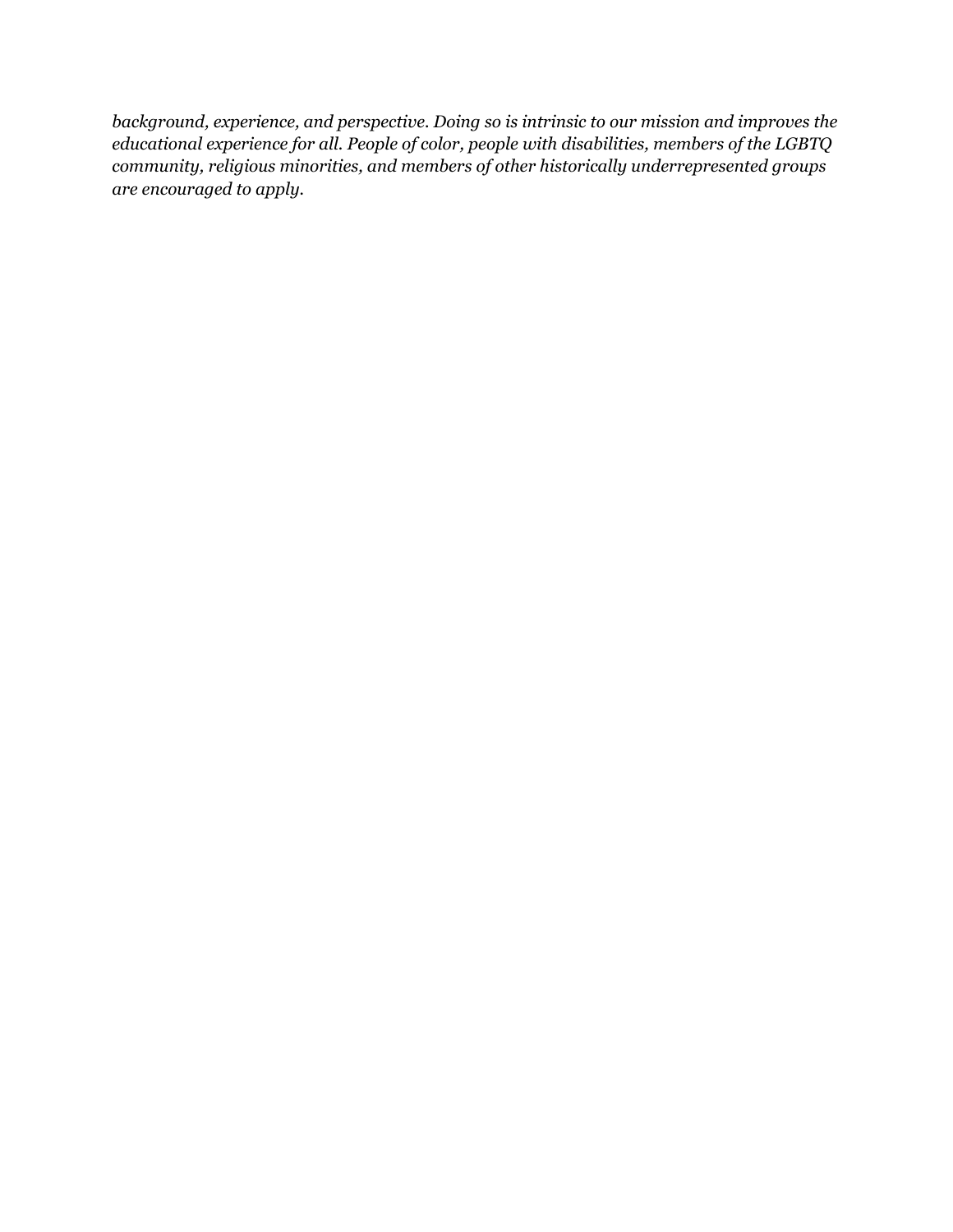*background, experience, and perspective. Doing so is intrinsic to our mission and improves the educational experience for all. People of color, people with disabilities, members of the LGBTQ community, religious minorities, and members of other historically underrepresented groups are encouraged to apply.*